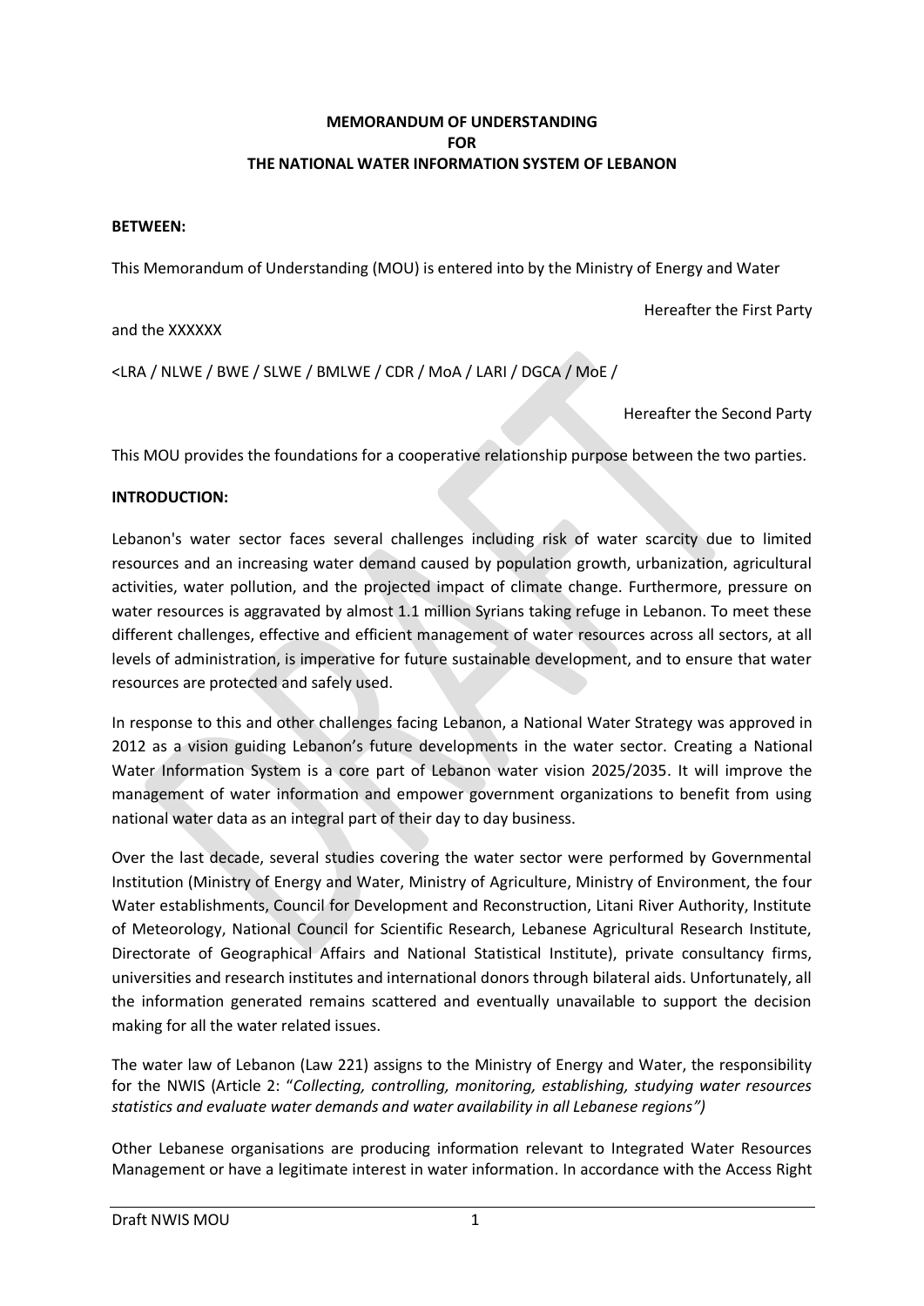**MEMORANDUM OF UNDERSTANDING**
**FOR**
**THE NATIONAL WATER INFORMATION SYSTEM OF LEBANON**

**BETWEEN:**

This Memorandum of Understanding (MOU) is entered into by the Ministry of Energy and Water

Hereafter the First Party

and the XXXXXX

<LRA / NLWE / BWE / SLWE / BMLWE / CDR / MoA / LARI / DGCA / MoE /

Hereafter the Second Party

This MOU provides the foundations for a cooperative relationship purpose between the two parties.

**INTRODUCTION:**

Lebanon's water sector faces several challenges including risk of water scarcity due to limited resources and an increasing water demand caused by population growth, urbanization, agricultural activities, water pollution, and the projected impact of climate change. Furthermore, pressure on water resources is aggravated by almost 1.1 million Syrians taking refuge in Lebanon. To meet these different challenges, effective and efficient management of water resources across all sectors, at all levels of administration, is imperative for future sustainable development, and to ensure that water resources are protected and safely used.

In response to this and other challenges facing Lebanon, a National Water Strategy was approved in 2012 as a vision guiding Lebanon's future developments in the water sector. Creating a National Water Information System is a core part of Lebanon water vision 2025/2035. It will improve the management of water information and empower government organizations to benefit from using national water data as an integral part of their day to day business.

Over the last decade, several studies covering the water sector were performed by Governmental Institution (Ministry of Energy and Water, Ministry of Agriculture, Ministry of Environment, the four Water establishments, Council for Development and Reconstruction, Litani River Authority, Institute of Meteorology, National Council for Scientific Research, Lebanese Agricultural Research Institute, Directorate of Geographical Affairs and National Statistical Institute), private consultancy firms, universities and research institutes and international donors through bilateral aids. Unfortunately, all the information generated remains scattered and eventually unavailable to support the decision making for all the water related issues.

The water law of Lebanon (Law 221) assigns to the Ministry of Energy and Water, the responsibility for the NWIS (Article 2: "*Collecting, controlling, monitoring, establishing, studying water resources statistics and evaluate water demands and water availability in all Lebanese regions")*

Other Lebanese organisations are producing information relevant to Integrated Water Resources Management or have a legitimate interest in water information. In accordance with the Access Right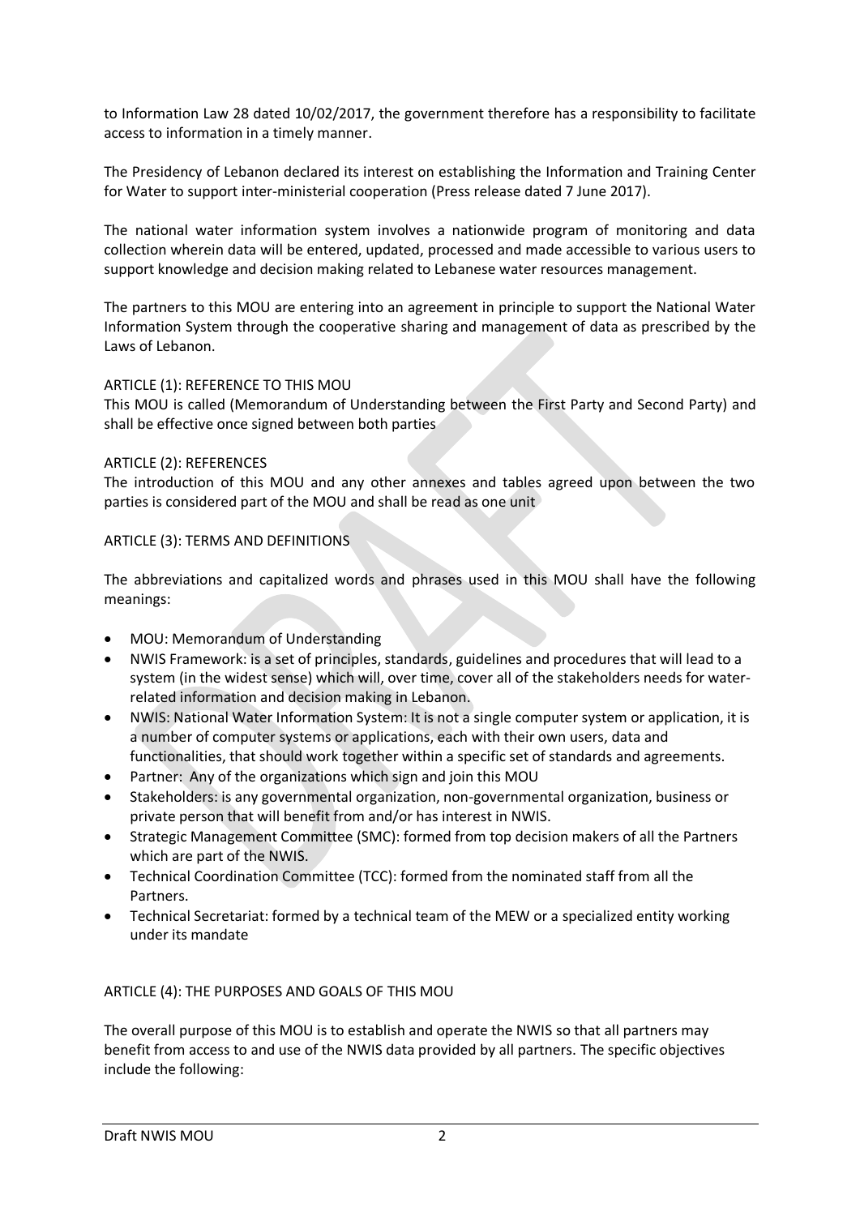to Information Law 28 dated 10/02/2017, the government therefore has a responsibility to facilitate access to information in a timely manner.

The Presidency of Lebanon declared its interest on establishing the Information and Training Center for Water to support inter-ministerial cooperation (Press release dated 7 June 2017).

The national water information system involves a nationwide program of monitoring and data collection wherein data will be entered, updated, processed and made accessible to various users to support knowledge and decision making related to Lebanese water resources management.

The partners to this MOU are entering into an agreement in principle to support the National Water Information System through the cooperative sharing and management of data as prescribed by the Laws of Lebanon.

ARTICLE (1): REFERENCE TO THIS MOU

This MOU is called (Memorandum of Understanding between the First Party and Second Party) and shall be effective once signed between both parties

ARTICLE (2): REFERENCES

The introduction of this MOU and any other annexes and tables agreed upon between the two parties is considered part of the MOU and shall be read as one unit

ARTICLE (3): TERMS AND DEFINITIONS

The abbreviations and capitalized words and phrases used in this MOU shall have the following meanings:

- MOU: Memorandum of Understanding
- NWIS Framework: is a set of principles, standards, guidelines and procedures that will lead to a system (in the widest sense) which will, over time, cover all of the stakeholders needs for water-related information and decision making in Lebanon.
- NWIS: National Water Information System: It is not a single computer system or application, it is a number of computer systems or applications, each with their own users, data and functionalities, that should work together within a specific set of standards and agreements.
- Partner: Any of the organizations which sign and join this MOU
- Stakeholders: is any governmental organization, non-governmental organization, business or private person that will benefit from and/or has interest in NWIS.
- Strategic Management Committee (SMC): formed from top decision makers of all the Partners which are part of the NWIS.
- Technical Coordination Committee (TCC): formed from the nominated staff from all the Partners.
- Technical Secretariat: formed by a technical team of the MEW or a specialized entity working under its mandate

ARTICLE (4): THE PURPOSES AND GOALS OF THIS MOU

The overall purpose of this MOU is to establish and operate the NWIS so that all partners may benefit from access to and use of the NWIS data provided by all partners. The specific objectives include the following: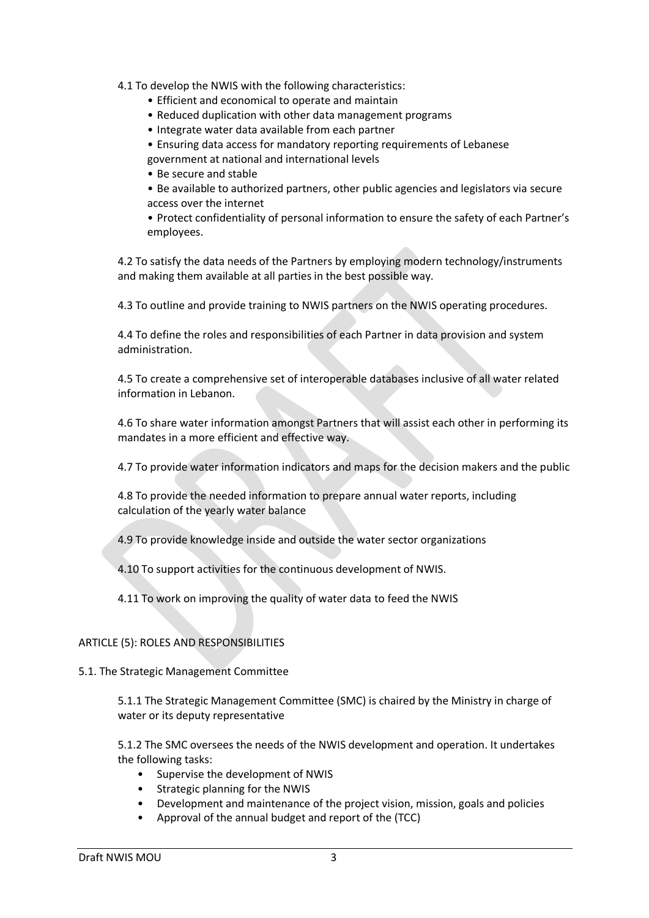4.1 To develop the NWIS with the following characteristics:

- Efficient and economical to operate and maintain
- Reduced duplication with other data management programs
- Integrate water data available from each partner
- Ensuring data access for mandatory reporting requirements of Lebanese government at national and international levels
- Be secure and stable
- Be available to authorized partners, other public agencies and legislators via secure access over the internet
- Protect confidentiality of personal information to ensure the safety of each Partner's employees.

4.2 To satisfy the data needs of the Partners by employing modern technology/instruments and making them available at all parties in the best possible way.

4.3 To outline and provide training to NWIS partners on the NWIS operating procedures.

4.4 To define the roles and responsibilities of each Partner in data provision and system administration.

4.5 To create a comprehensive set of interoperable databases inclusive of all water related information in Lebanon.

4.6 To share water information amongst Partners that will assist each other in performing its mandates in a more efficient and effective way.

4.7 To provide water information indicators and maps for the decision makers and the public

4.8 To provide the needed information to prepare annual water reports, including calculation of the yearly water balance

4.9 To provide knowledge inside and outside the water sector organizations

4.10 To support activities for the continuous development of NWIS.

4.11 To work on improving the quality of water data to feed the NWIS

## ARTICLE (5): ROLES AND RESPONSIBILITIES

### 5.1. The Strategic Management Committee

5.1.1 The Strategic Management Committee (SMC) is chaired by the Ministry in charge of water or its deputy representative

5.1.2 The SMC oversees the needs of the NWIS development and operation. It undertakes the following tasks:

- Supervise the development of NWIS
- Strategic planning for the NWIS
- Development and maintenance of the project vision, mission, goals and policies
- Approval of the annual budget and report of the (TCC)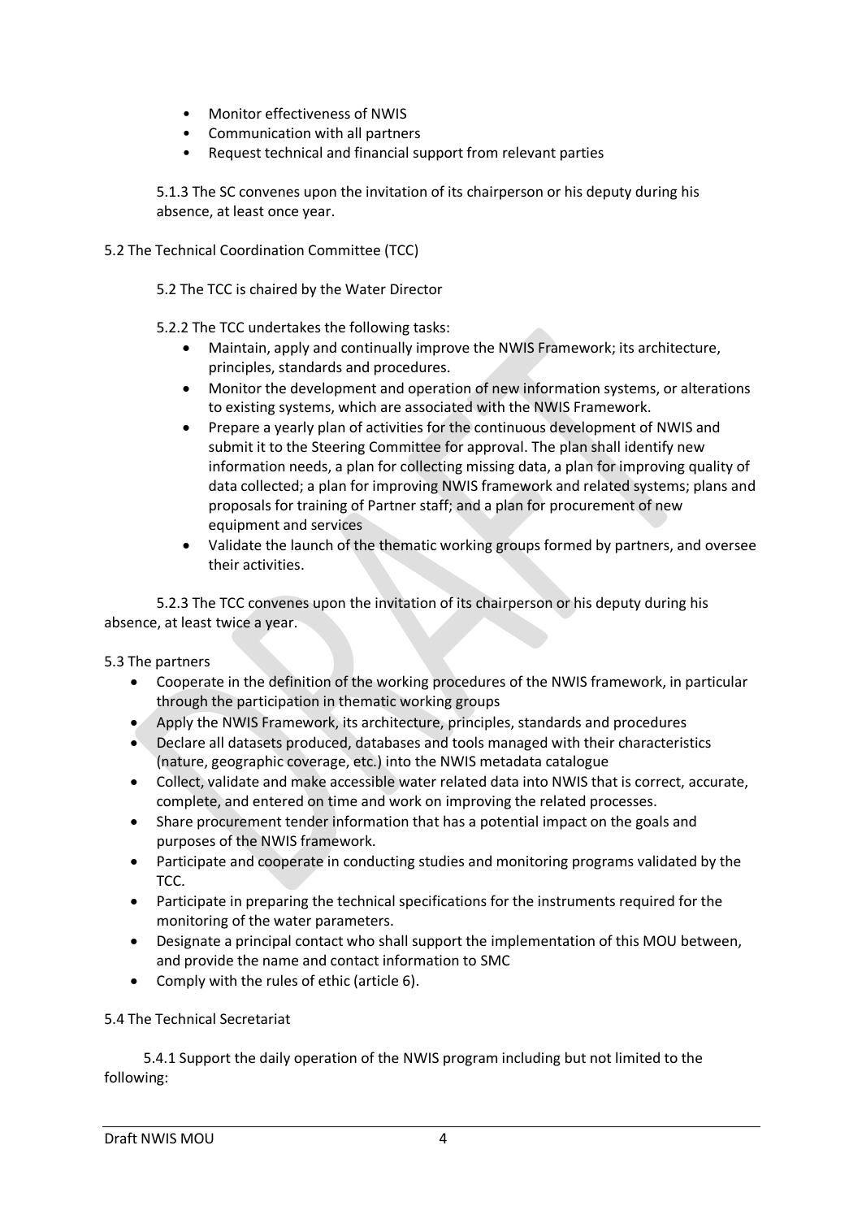- Monitor effectiveness of NWIS
- Communication with all partners
- Request technical and financial support from relevant parties

5.1.3 The SC convenes upon the invitation of its chairperson or his deputy during his absence, at least once year.

5.2 The Technical Coordination Committee (TCC)

5.2 The TCC is chaired by the Water Director

5.2.2 The TCC undertakes the following tasks:

- Maintain, apply and continually improve the NWIS Framework; its architecture, principles, standards and procedures.
- Monitor the development and operation of new information systems, or alterations to existing systems, which are associated with the NWIS Framework.
- Prepare a yearly plan of activities for the continuous development of NWIS and submit it to the Steering Committee for approval. The plan shall identify new information needs, a plan for collecting missing data, a plan for improving quality of data collected; a plan for improving NWIS framework and related systems; plans and proposals for training of Partner staff; and a plan for procurement of new equipment and services
- Validate the launch of the thematic working groups formed by partners, and oversee their activities.

5.2.3 The TCC convenes upon the invitation of its chairperson or his deputy during his absence, at least twice a year.

5.3 The partners

- Cooperate in the definition of the working procedures of the NWIS framework, in particular through the participation in thematic working groups
- Apply the NWIS Framework, its architecture, principles, standards and procedures
- Declare all datasets produced, databases and tools managed with their characteristics (nature, geographic coverage, etc.) into the NWIS metadata catalogue
- Collect, validate and make accessible water related data into NWIS that is correct, accurate, complete, and entered on time and work on improving the related processes.
- Share procurement tender information that has a potential impact on the goals and purposes of the NWIS framework.
- Participate and cooperate in conducting studies and monitoring programs validated by the TCC.
- Participate in preparing the technical specifications for the instruments required for the monitoring of the water parameters.
- Designate a principal contact who shall support the implementation of this MOU between, and provide the name and contact information to SMC
- Comply with the rules of ethic (article 6).

5.4 The Technical Secretariat

5.4.1 Support the daily operation of the NWIS program including but not limited to the following: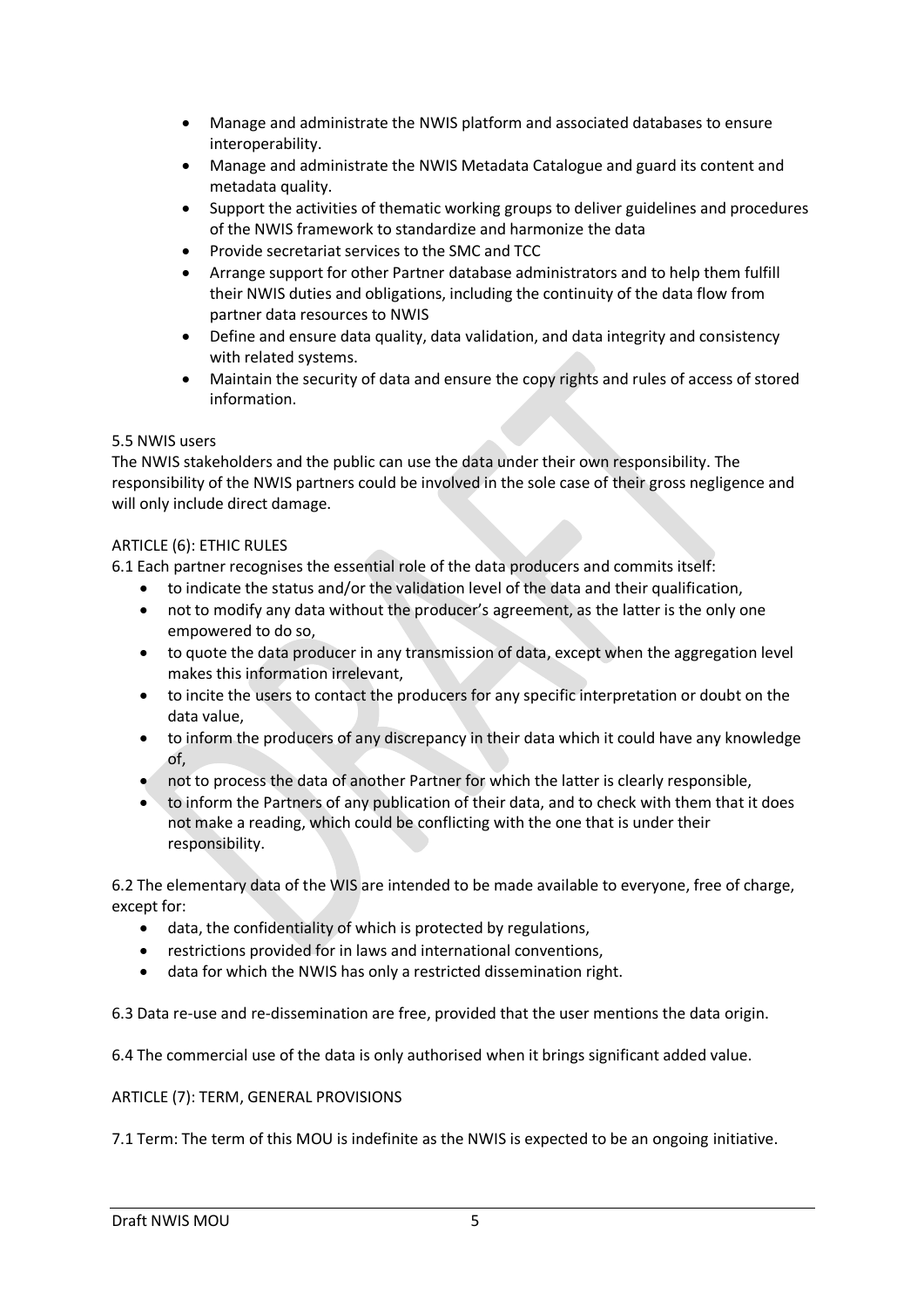- Manage and administrate the NWIS platform and associated databases to ensure interoperability.
- Manage and administrate the NWIS Metadata Catalogue and guard its content and metadata quality.
- Support the activities of thematic working groups to deliver guidelines and procedures of the NWIS framework to standardize and harmonize the data
- Provide secretariat services to the SMC and TCC
- Arrange support for other Partner database administrators and to help them fulfill their NWIS duties and obligations, including the continuity of the data flow from partner data resources to NWIS
- Define and ensure data quality, data validation, and data integrity and consistency with related systems.
- Maintain the security of data and ensure the copy rights and rules of access of stored information.

5.5 NWIS users

The NWIS stakeholders and the public can use the data under their own responsibility. The responsibility of the NWIS partners could be involved in the sole case of their gross negligence and will only include direct damage.

ARTICLE (6): ETHIC RULES

6.1 Each partner recognises the essential role of the data producers and commits itself:

- to indicate the status and/or the validation level of the data and their qualification,
- not to modify any data without the producer's agreement, as the latter is the only one empowered to do so,
- to quote the data producer in any transmission of data, except when the aggregation level makes this information irrelevant,
- to incite the users to contact the producers for any specific interpretation or doubt on the data value,
- to inform the producers of any discrepancy in their data which it could have any knowledge of,
- not to process the data of another Partner for which the latter is clearly responsible,
- to inform the Partners of any publication of their data, and to check with them that it does not make a reading, which could be conflicting with the one that is under their responsibility.

6.2 The elementary data of the WIS are intended to be made available to everyone, free of charge, except for:

- data, the confidentiality of which is protected by regulations,
- restrictions provided for in laws and international conventions,
- data for which the NWIS has only a restricted dissemination right.

6.3 Data re-use and re-dissemination are free, provided that the user mentions the data origin.

6.4 The commercial use of the data is only authorised when it brings significant added value.

ARTICLE (7): TERM, GENERAL PROVISIONS

7.1 Term: The term of this MOU is indefinite as the NWIS is expected to be an ongoing initiative.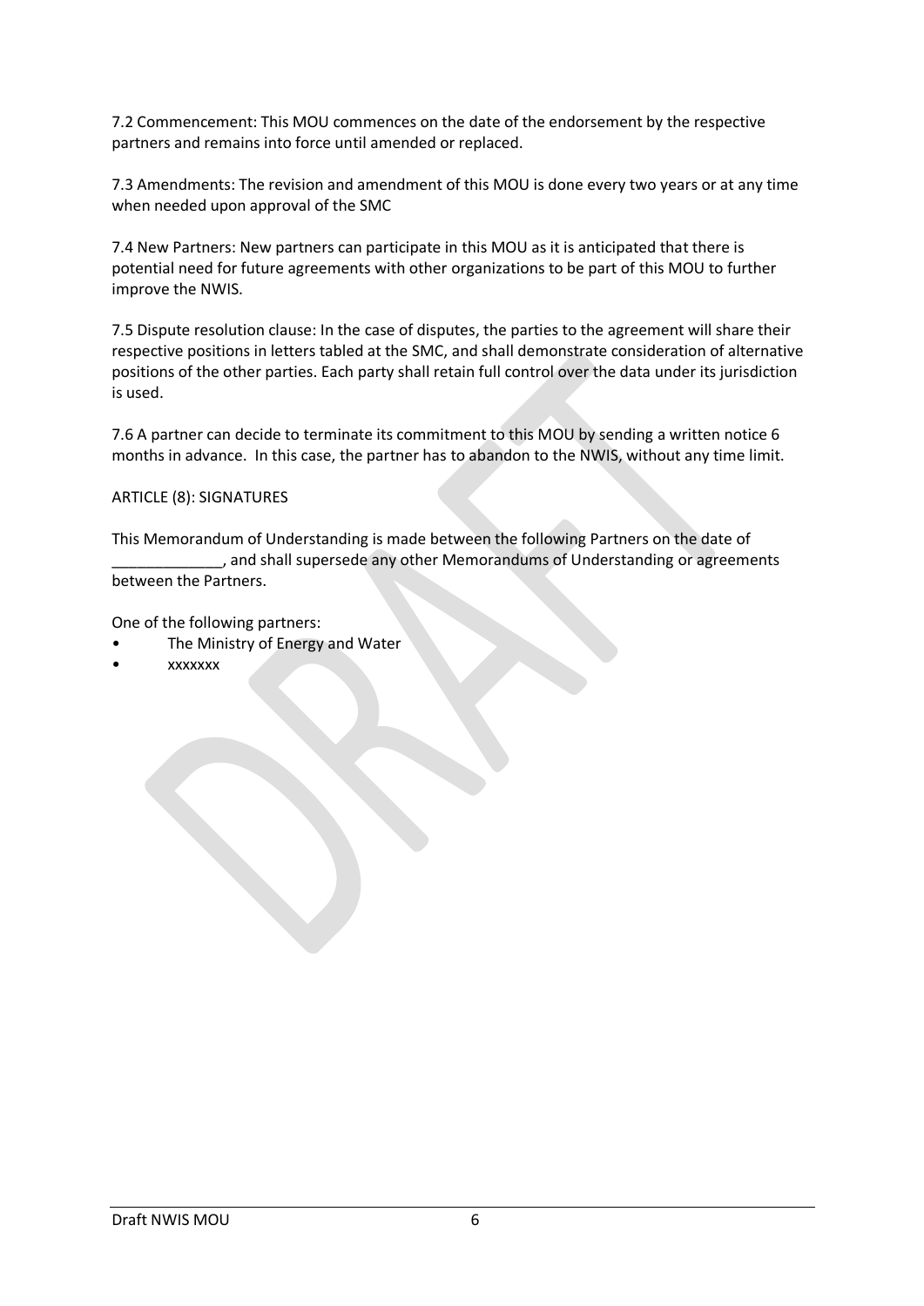7.2 Commencement: This MOU commences on the date of the endorsement by the respective partners and remains into force until amended or replaced.

7.3 Amendments: The revision and amendment of this MOU is done every two years or at any time when needed upon approval of the SMC

7.4 New Partners: New partners can participate in this MOU as it is anticipated that there is potential need for future agreements with other organizations to be part of this MOU to further improve the NWIS.

7.5 Dispute resolution clause: In the case of disputes, the parties to the agreement will share their respective positions in letters tabled at the SMC, and shall demonstrate consideration of alternative positions of the other parties. Each party shall retain full control over the data under its jurisdiction is used.

7.6 A partner can decide to terminate its commitment to this MOU by sending a written notice 6 months in advance. In this case, the partner has to abandon to the NWIS, without any time limit.

ARTICLE (8): SIGNATURES

This Memorandum of Understanding is made between the following Partners on the date of _____________, and shall supersede any other Memorandums of Understanding or agreements between the Partners.

One of the following partners:

- The Ministry of Energy and Water
- xxxxxxx